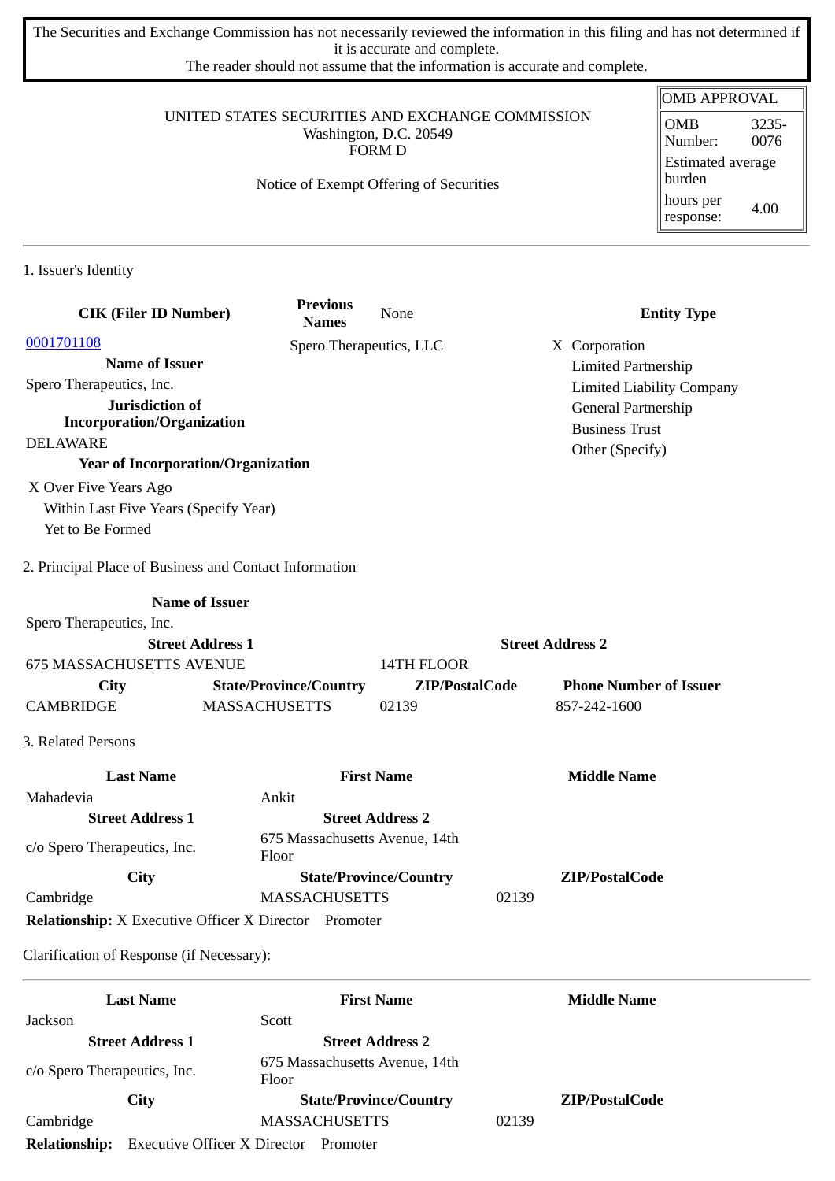The Securities and Exchange Commission has not necessarily reviewed the information in this filing and has not determined if it is accurate and complete.
The reader should not assume that the information is accurate and complete.

UNITED STATES SECURITIES AND EXCHANGE COMMISSION
Washington, D.C. 20549
FORM D

Notice of Exempt Offering of Securities

| OMB APPROVAL | |
|---|---|
| OMB Number: | 3235-0076 |
| Estimated average burden | |
| hours per response: | 4.00 |

## 1. Issuer's Identity

| CIK (Filer ID Number) | Previous Names | Entity Type |
|---|---|---|
| 0001701108 | None | X Corporation |
| **Name of Issuer** | Spero Therapeutics, LLC | Limited Partnership |
| Spero Therapeutics, Inc. | | Limited Liability Company |
| **Jurisdiction of Incorporation/Organization** | | General Partnership |
| DELAWARE | | Business Trust |
| **Year of Incorporation/Organization** | | Other (Specify) |

X Over Five Years Ago
Within Last Five Years (Specify Year)
Yet to Be Formed

## 2. Principal Place of Business and Contact Information

| Name of Issuer | | | |
|---|---|---|---|
| Spero Therapeutics, Inc. | | | |
| **Street Address 1** | | **Street Address 2** | |
| 675 MASSACHUSETTS AVENUE | | 14TH FLOOR | |
| **City** | **State/Province/Country** | **ZIP/PostalCode** | **Phone Number of Issuer** |
| CAMBRIDGE | MASSACHUSETTS | 02139 | 857-242-1600 |

## 3. Related Persons

| Last Name | First Name | Middle Name |
|---|---|---|
| Mahadevia | Ankit | |
| **Street Address 1** | **Street Address 2** | |
| c/o Spero Therapeutics, Inc. | 675 Massachusetts Avenue, 14th Floor | |
| **City** | **State/Province/Country** | **ZIP/PostalCode** |
| Cambridge | MASSACHUSETTS | 02139 |

**Relationship:** X Executive Officer X Director Promoter

Clarification of Response (if Necessary):

| Last Name | First Name | Middle Name |
|---|---|---|
| Jackson | Scott | |
| **Street Address 1** | **Street Address 2** | |
| c/o Spero Therapeutics, Inc. | 675 Massachusetts Avenue, 14th Floor | |
| **City** | **State/Province/Country** | **ZIP/PostalCode** |
| Cambridge | MASSACHUSETTS | 02139 |

**Relationship:** Executive Officer X Director Promoter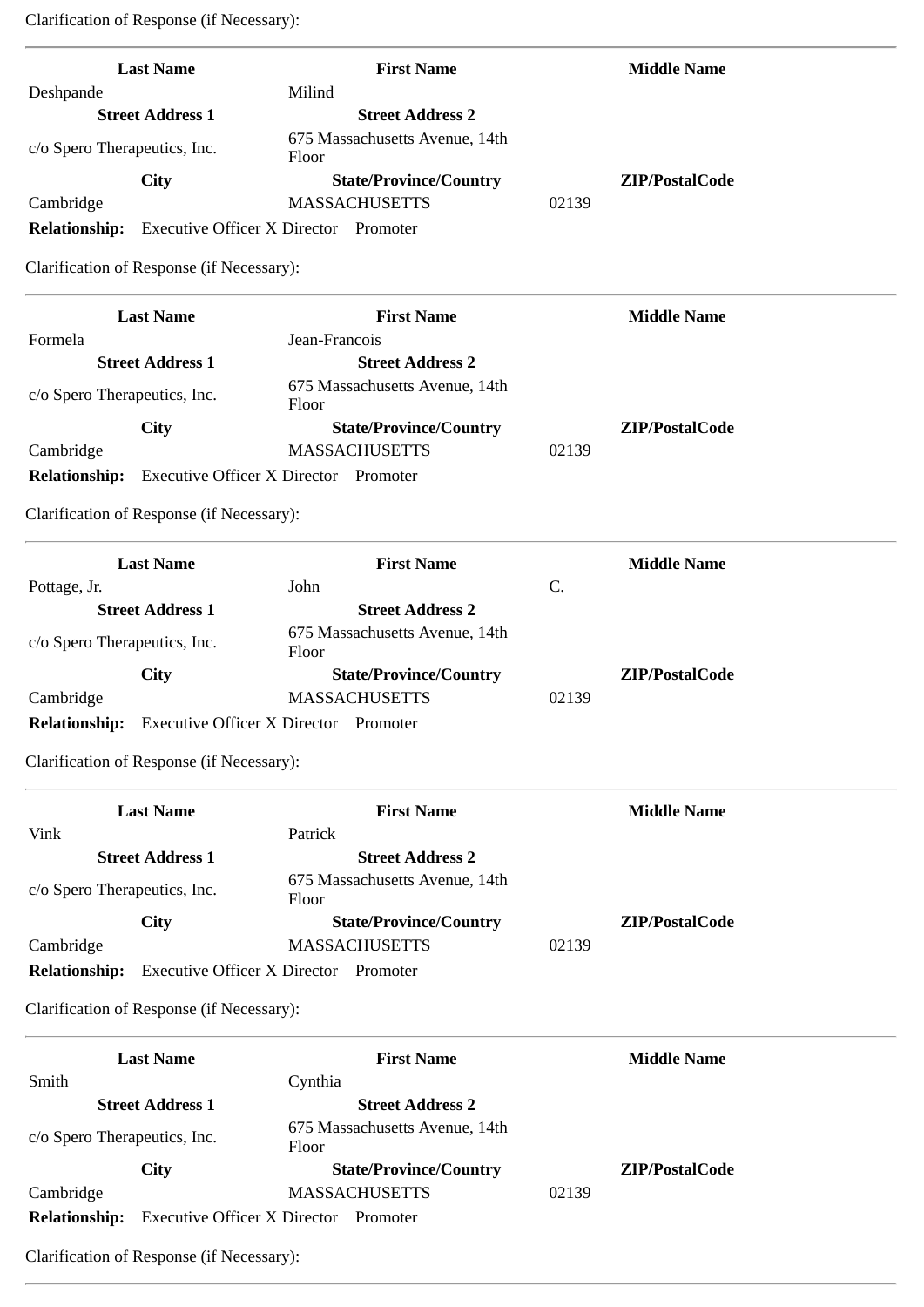Clarification of Response (if Necessary):

---

| Last Name | First Name | Middle Name |
|---|---|---|
| Deshpande | Milind | |
| **Street Address 1** | **Street Address 2** | |
| c/o Spero Therapeutics, Inc. | 675 Massachusetts Avenue, 14th Floor | |
| **City** | **State/Province/Country** | **ZIP/PostalCode** |
| Cambridge | MASSACHUSETTS | 02139 |

**Relationship:** Executive Officer X Director Promoter

Clarification of Response (if Necessary):

---

| Last Name | First Name | Middle Name |
|---|---|---|
| Formela | Jean-Francois | |
| **Street Address 1** | **Street Address 2** | |
| c/o Spero Therapeutics, Inc. | 675 Massachusetts Avenue, 14th Floor | |
| **City** | **State/Province/Country** | **ZIP/PostalCode** |
| Cambridge | MASSACHUSETTS | 02139 |

**Relationship:** Executive Officer X Director Promoter

Clarification of Response (if Necessary):

---

| Last Name | First Name | Middle Name |
|---|---|---|
| Pottage, Jr. | John | C. |
| **Street Address 1** | **Street Address 2** | |
| c/o Spero Therapeutics, Inc. | 675 Massachusetts Avenue, 14th Floor | |
| **City** | **State/Province/Country** | **ZIP/PostalCode** |
| Cambridge | MASSACHUSETTS | 02139 |

**Relationship:** Executive Officer X Director Promoter

Clarification of Response (if Necessary):

---

| Last Name | First Name | Middle Name |
|---|---|---|
| Vink | Patrick | |
| **Street Address 1** | **Street Address 2** | |
| c/o Spero Therapeutics, Inc. | 675 Massachusetts Avenue, 14th Floor | |
| **City** | **State/Province/Country** | **ZIP/PostalCode** |
| Cambridge | MASSACHUSETTS | 02139 |

**Relationship:** Executive Officer X Director Promoter

Clarification of Response (if Necessary):

---

| Last Name | First Name | Middle Name |
|---|---|---|
| Smith | Cynthia | |
| **Street Address 1** | **Street Address 2** | |
| c/o Spero Therapeutics, Inc. | 675 Massachusetts Avenue, 14th Floor | |
| **City** | **State/Province/Country** | **ZIP/PostalCode** |
| Cambridge | MASSACHUSETTS | 02139 |

**Relationship:** Executive Officer X Director Promoter

Clarification of Response (if Necessary):

---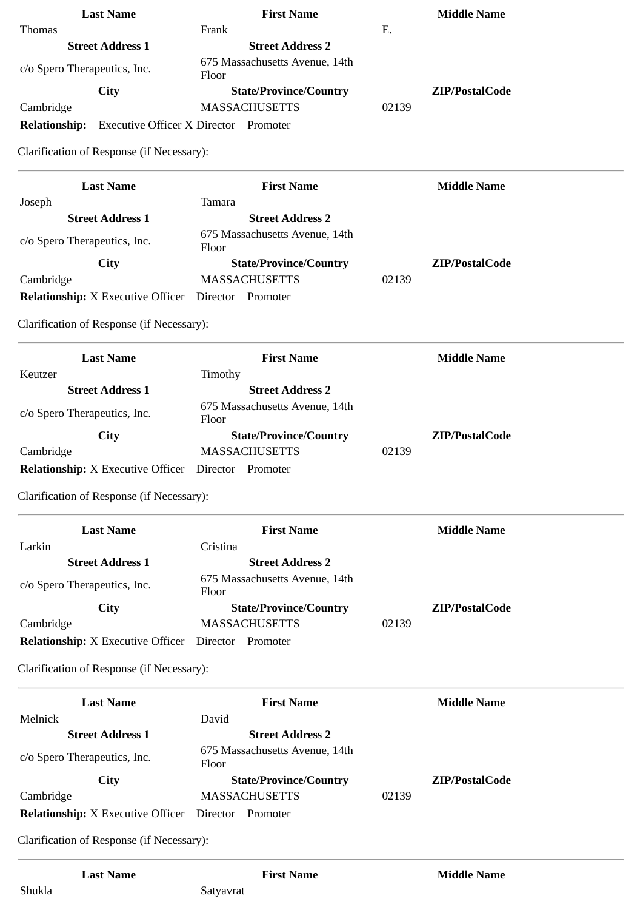| Last Name | First Name | Middle Name |
|---|---|---|
| Thomas | Frank | E. |
| **Street Address 1** | **Street Address 2** | |
| c/o Spero Therapeutics, Inc. | 675 Massachusetts Avenue, 14th Floor | |
| **City** | **State/Province/Country** | **ZIP/PostalCode** |
| Cambridge | MASSACHUSETTS | 02139 |

**Relationship:** Executive Officer X Director Promoter

Clarification of Response (if Necessary):

---

| Last Name | First Name | Middle Name |
|---|---|---|
| Joseph | Tamara | |
| **Street Address 1** | **Street Address 2** | |
| c/o Spero Therapeutics, Inc. | 675 Massachusetts Avenue, 14th Floor | |
| **City** | **State/Province/Country** | **ZIP/PostalCode** |
| Cambridge | MASSACHUSETTS | 02139 |

**Relationship:** X Executive Officer Director Promoter

Clarification of Response (if Necessary):

---

| Last Name | First Name | Middle Name |
|---|---|---|
| Keutzer | Timothy | |
| **Street Address 1** | **Street Address 2** | |
| c/o Spero Therapeutics, Inc. | 675 Massachusetts Avenue, 14th Floor | |
| **City** | **State/Province/Country** | **ZIP/PostalCode** |
| Cambridge | MASSACHUSETTS | 02139 |

**Relationship:** X Executive Officer Director Promoter

Clarification of Response (if Necessary):

---

| Last Name | First Name | Middle Name |
|---|---|---|
| Larkin | Cristina | |
| **Street Address 1** | **Street Address 2** | |
| c/o Spero Therapeutics, Inc. | 675 Massachusetts Avenue, 14th Floor | |
| **City** | **State/Province/Country** | **ZIP/PostalCode** |
| Cambridge | MASSACHUSETTS | 02139 |

**Relationship:** X Executive Officer Director Promoter

Clarification of Response (if Necessary):

---

| Last Name | First Name | Middle Name |
|---|---|---|
| Melnick | David | |
| **Street Address 1** | **Street Address 2** | |
| c/o Spero Therapeutics, Inc. | 675 Massachusetts Avenue, 14th Floor | |
| **City** | **State/Province/Country** | **ZIP/PostalCode** |
| Cambridge | MASSACHUSETTS | 02139 |

**Relationship:** X Executive Officer Director Promoter

Clarification of Response (if Necessary):

---

| Last Name | First Name | Middle Name |
|---|---|---|
| Shukla | Satyavrat | |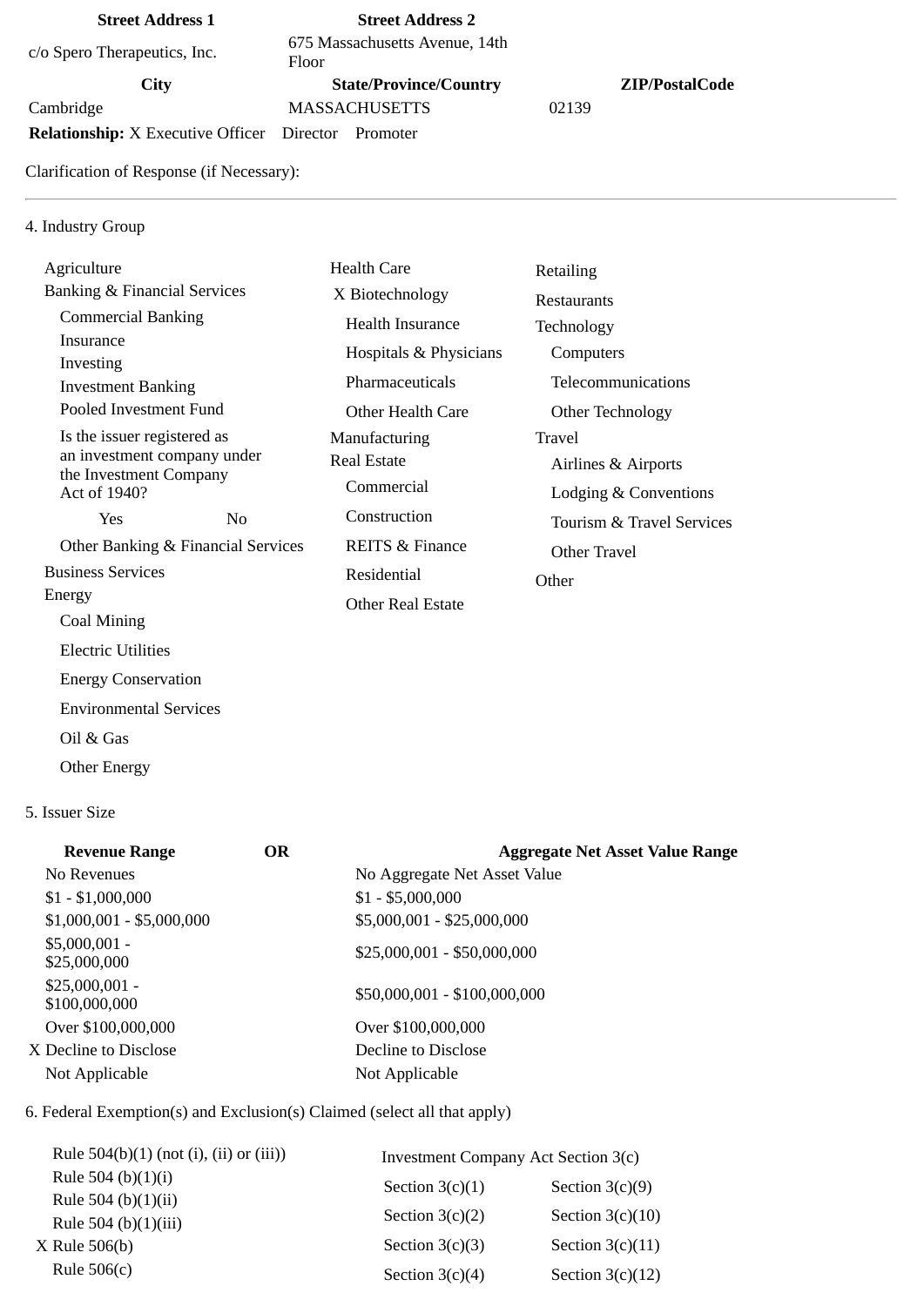| Street Address 1 | Street Address 2 | |
|---|---|---|
| c/o Spero Therapeutics, Inc. | 675 Massachusetts Avenue, 14th Floor | |
| **City** | **State/Province/Country** | **ZIP/PostalCode** |
| Cambridge | MASSACHUSETTS | 02139 |

**Relationship:** X Executive Officer Director Promoter

Clarification of Response (if Necessary):

---

4. Industry Group

Agriculture
Banking & Financial Services
- Commercial Banking
- Insurance
- Investing
- Investment Banking
- Pooled Investment Fund
- Is the issuer registered as an investment company under the Investment Company Act of 1940?
  - Yes No
- Other Banking & Financial Services

Business Services
Energy
- Coal Mining
- Electric Utilities
- Energy Conservation
- Environmental Services
- Oil & Gas
- Other Energy

Health Care
- X Biotechnology
- Health Insurance
- Hospitals & Physicians
- Pharmaceuticals
- Other Health Care

Manufacturing
Real Estate
- Commercial
- Construction
- REITS & Finance
- Residential
- Other Real Estate

Retailing
Restaurants
Technology
- Computers
- Telecommunications
- Other Technology

Travel
- Airlines & Airports
- Lodging & Conventions
- Tourism & Travel Services
- Other Travel

Other

5. Issuer Size

| Revenue Range | OR | Aggregate Net Asset Value Range |
|---|---|---|
| No Revenues | | No Aggregate Net Asset Value |
| $1 - $1,000,000 | | $1 - $5,000,000 |
| $1,000,001 - $5,000,000 | | $5,000,001 - $25,000,000 |
| $5,000,001 - $25,000,000 | | $25,000,001 - $50,000,000 |
| $25,000,001 - $100,000,000 | | $50,000,001 - $100,000,000 |
| Over $100,000,000 | | Over $100,000,000 |
| X Decline to Disclose | | Decline to Disclose |
| Not Applicable | | Not Applicable |

6. Federal Exemption(s) and Exclusion(s) Claimed (select all that apply)

| | Investment Company Act Section 3(c) | |
|---|---|---|
| Rule 504(b)(1) (not (i), (ii) or (iii)) | Section 3(c)(1) | Section 3(c)(9) |
| Rule 504 (b)(1)(i) | Section 3(c)(2) | Section 3(c)(10) |
| Rule 504 (b)(1)(ii) | Section 3(c)(3) | Section 3(c)(11) |
| Rule 504 (b)(1)(iii) | Section 3(c)(4) | Section 3(c)(12) |
| X Rule 506(b) | | |
| Rule 506(c) | | |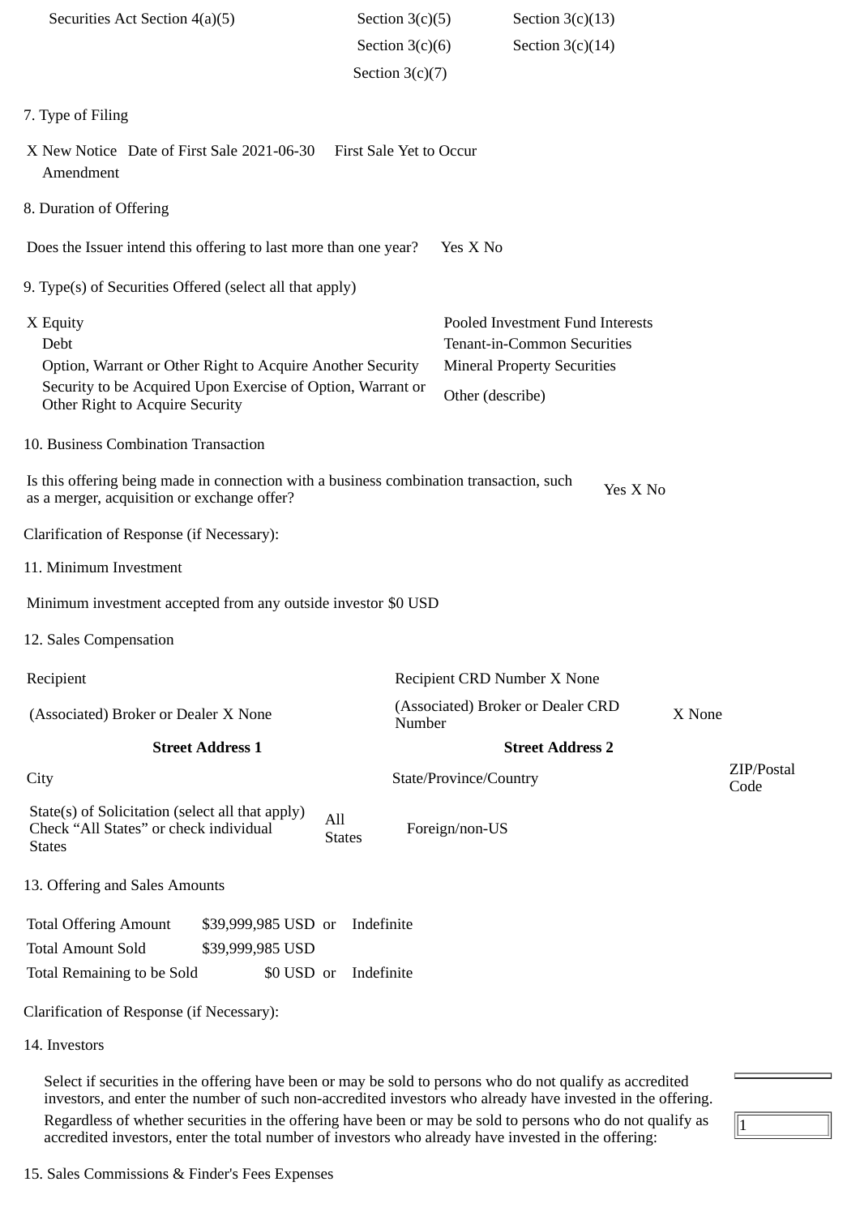| Securities Act Section 4(a)(5) | Section 3(c)(5) | Section 3(c)(13) |
|---|---|---|
| | Section 3(c)(6) | Section 3(c)(14) |
| | Section 3(c)(7) | |

7. Type of Filing

X New Notice Date of First Sale 2021-06-30 First Sale Yet to Occur
Amendment

8. Duration of Offering

Does the Issuer intend this offering to last more than one year? Yes X No

9. Type(s) of Securities Offered (select all that apply)

| | |
|---|---|
| X Equity | Pooled Investment Fund Interests |
| Debt | Tenant-in-Common Securities |
| Option, Warrant or Other Right to Acquire Another Security | Mineral Property Securities |
| Security to be Acquired Upon Exercise of Option, Warrant or Other Right to Acquire Security | Other (describe) |

10. Business Combination Transaction

Is this offering being made in connection with a business combination transaction, such as a merger, acquisition or exchange offer? Yes X No

Clarification of Response (if Necessary):

11. Minimum Investment

Minimum investment accepted from any outside investor $0 USD

12. Sales Compensation

| | | | |
|---|---|---|---|
| Recipient | | Recipient CRD Number X None | |
| (Associated) Broker or Dealer X None | | (Associated) Broker or Dealer CRD Number | X None |
| **Street Address 1** | | **Street Address 2** | |
| City | | State/Province/Country | ZIP/Postal Code |
| State(s) of Solicitation (select all that apply) Check "All States" or check individual States | All States | Foreign/non-US | |

13. Offering and Sales Amounts

| | | | |
|---|---|---|---|
| Total Offering Amount | $39,999,985 USD | or | Indefinite |
| Total Amount Sold | $39,999,985 USD | | |
| Total Remaining to be Sold | $0 USD | or | Indefinite |

Clarification of Response (if Necessary):

14. Investors

Select if securities in the offering have been or may be sold to persons who do not qualify as accredited investors, and enter the number of such non-accredited investors who already have invested in the offering.

Regardless of whether securities in the offering have been or may be sold to persons who do not qualify as accredited investors, enter the total number of investors who already have invested in the offering: 1

15. Sales Commissions & Finder's Fees Expenses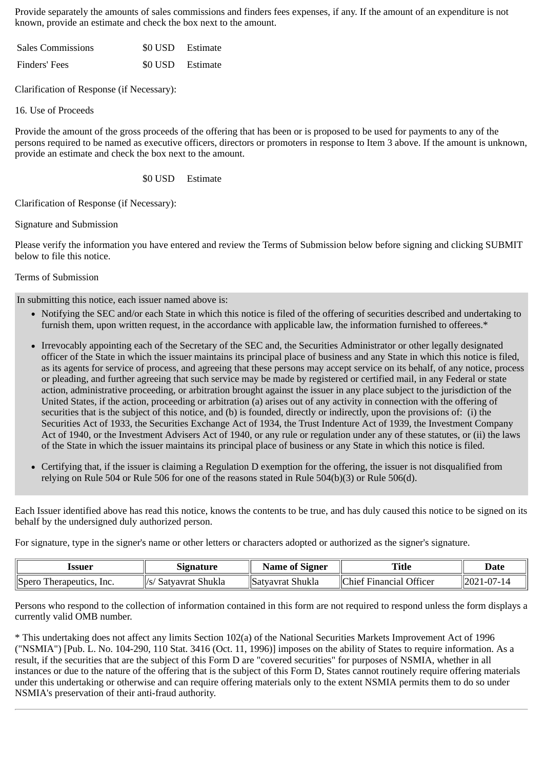Provide separately the amounts of sales commissions and finders fees expenses, if any. If the amount of an expenditure is not known, provide an estimate and check the box next to the amount.

| | | |
|---|---|---|
| Sales Commissions | $0 USD | Estimate |
| Finders' Fees | $0 USD | Estimate |

Clarification of Response (if Necessary):

16. Use of Proceeds

Provide the amount of the gross proceeds of the offering that has been or is proposed to be used for payments to any of the persons required to be named as executive officers, directors or promoters in response to Item 3 above. If the amount is unknown, provide an estimate and check the box next to the amount.

$0 USD  Estimate

Clarification of Response (if Necessary):

Signature and Submission

Please verify the information you have entered and review the Terms of Submission below before signing and clicking SUBMIT below to file this notice.

Terms of Submission

In submitting this notice, each issuer named above is:

- Notifying the SEC and/or each State in which this notice is filed of the offering of securities described and undertaking to furnish them, upon written request, in the accordance with applicable law, the information furnished to offerees.*
- Irrevocably appointing each of the Secretary of the SEC and, the Securities Administrator or other legally designated officer of the State in which the issuer maintains its principal place of business and any State in which this notice is filed, as its agents for service of process, and agreeing that these persons may accept service on its behalf, of any notice, process or pleading, and further agreeing that such service may be made by registered or certified mail, in any Federal or state action, administrative proceeding, or arbitration brought against the issuer in any place subject to the jurisdiction of the United States, if the action, proceeding or arbitration (a) arises out of any activity in connection with the offering of securities that is the subject of this notice, and (b) is founded, directly or indirectly, upon the provisions of: (i) the Securities Act of 1933, the Securities Exchange Act of 1934, the Trust Indenture Act of 1939, the Investment Company Act of 1940, or the Investment Advisers Act of 1940, or any rule or regulation under any of these statutes, or (ii) the laws of the State in which the issuer maintains its principal place of business or any State in which this notice is filed.
- Certifying that, if the issuer is claiming a Regulation D exemption for the offering, the issuer is not disqualified from relying on Rule 504 or Rule 506 for one of the reasons stated in Rule 504(b)(3) or Rule 506(d).

Each Issuer identified above has read this notice, knows the contents to be true, and has duly caused this notice to be signed on its behalf by the undersigned duly authorized person.

For signature, type in the signer's name or other letters or characters adopted or authorized as the signer's signature.

| Issuer | Signature | Name of Signer | Title | Date |
|---|---|---|---|---|
| Spero Therapeutics, Inc. | /s/ Satyavrat Shukla | Satyavrat Shukla | Chief Financial Officer | 2021-07-14 |

Persons who respond to the collection of information contained in this form are not required to respond unless the form displays a currently valid OMB number.

* This undertaking does not affect any limits Section 102(a) of the National Securities Markets Improvement Act of 1996 ("NSMIA") [Pub. L. No. 104-290, 110 Stat. 3416 (Oct. 11, 1996)] imposes on the ability of States to require information. As a result, if the securities that are the subject of this Form D are "covered securities" for purposes of NSMIA, whether in all instances or due to the nature of the offering that is the subject of this Form D, States cannot routinely require offering materials under this undertaking or otherwise and can require offering materials only to the extent NSMIA permits them to do so under NSMIA's preservation of their anti-fraud authority.